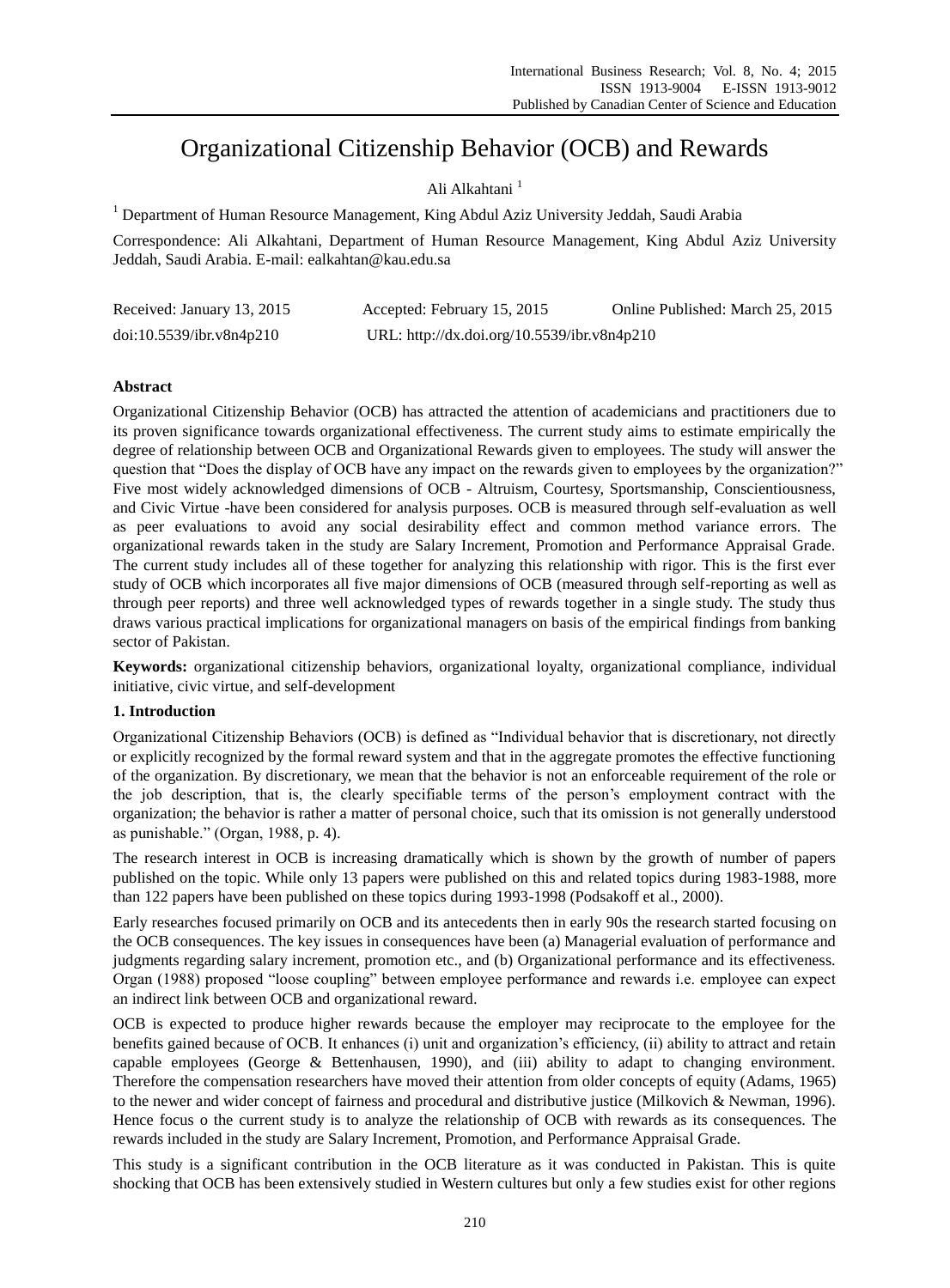# Organizational Citizenship Behavior (OCB) and Rewards

Ali Alkahtani [1]

[1] Department of Human Resource Management, King Abdul Aziz University Jeddah, Saudi Arabia

Correspondence: Ali Alkahtani, Department of Human Resource Management, King Abdul Aziz University Jeddah, Saudi Arabia. E-mail: ealkahtan@kau.edu.sa

Received: January 13, 2015 Accepted: February 15, 2015 Online Published: March 25, 2015

doi:10.5539/ibr.v8n4p210 URL: http://dx.doi.org/10.5539/ibr.v8n4p210

## Abstract

Organizational Citizenship Behavior (OCB) has attracted the attention of academicians and practitioners due to its proven significance towards organizational effectiveness. The current study aims to estimate empirically the degree of relationship between OCB and Organizational Rewards given to employees. The study will answer the question that "Does the display of OCB have any impact on the rewards given to employees by the organization?" Five most widely acknowledged dimensions of OCB - Altruism, Courtesy, Sportsmanship, Conscientiousness, and Civic Virtue -have been considered for analysis purposes. OCB is measured through self-evaluation as well as peer evaluations to avoid any social desirability effect and common method variance errors. The organizational rewards taken in the study are Salary Increment, Promotion and Performance Appraisal Grade. The current study includes all of these together for analyzing this relationship with rigor. This is the first ever study of OCB which incorporates all five major dimensions of OCB (measured through self-reporting as well as through peer reports) and three well acknowledged types of rewards together in a single study. The study thus draws various practical implications for organizational managers on basis of the empirical findings from banking sector of Pakistan.

**Keywords:** organizational citizenship behaviors, organizational loyalty, organizational compliance, individual initiative, civic virtue, and self-development

## 1. Introduction

Organizational Citizenship Behaviors (OCB) is defined as "Individual behavior that is discretionary, not directly or explicitly recognized by the formal reward system and that in the aggregate promotes the effective functioning of the organization. By discretionary, we mean that the behavior is not an enforceable requirement of the role or the job description, that is, the clearly specifiable terms of the person's employment contract with the organization; the behavior is rather a matter of personal choice, such that its omission is not generally understood as punishable." (Organ, 1988, p. 4).

The research interest in OCB is increasing dramatically which is shown by the growth of number of papers published on the topic. While only 13 papers were published on this and related topics during 1983-1988, more than 122 papers have been published on these topics during 1993-1998 (Podsakoff et al., 2000).

Early researches focused primarily on OCB and its antecedents then in early 90s the research started focusing on the OCB consequences. The key issues in consequences have been (a) Managerial evaluation of performance and judgments regarding salary increment, promotion etc., and (b) Organizational performance and its effectiveness. Organ (1988) proposed "loose coupling" between employee performance and rewards i.e. employee can expect an indirect link between OCB and organizational reward.

OCB is expected to produce higher rewards because the employer may reciprocate to the employee for the benefits gained because of OCB. It enhances (i) unit and organization's efficiency, (ii) ability to attract and retain capable employees (George & Bettenhausen, 1990), and (iii) ability to adapt to changing environment. Therefore the compensation researchers have moved their attention from older concepts of equity (Adams, 1965) to the newer and wider concept of fairness and procedural and distributive justice (Milkovich & Newman, 1996). Hence focus o the current study is to analyze the relationship of OCB with rewards as its consequences. The rewards included in the study are Salary Increment, Promotion, and Performance Appraisal Grade.

This study is a significant contribution in the OCB literature as it was conducted in Pakistan. This is quite shocking that OCB has been extensively studied in Western cultures but only a few studies exist for other regions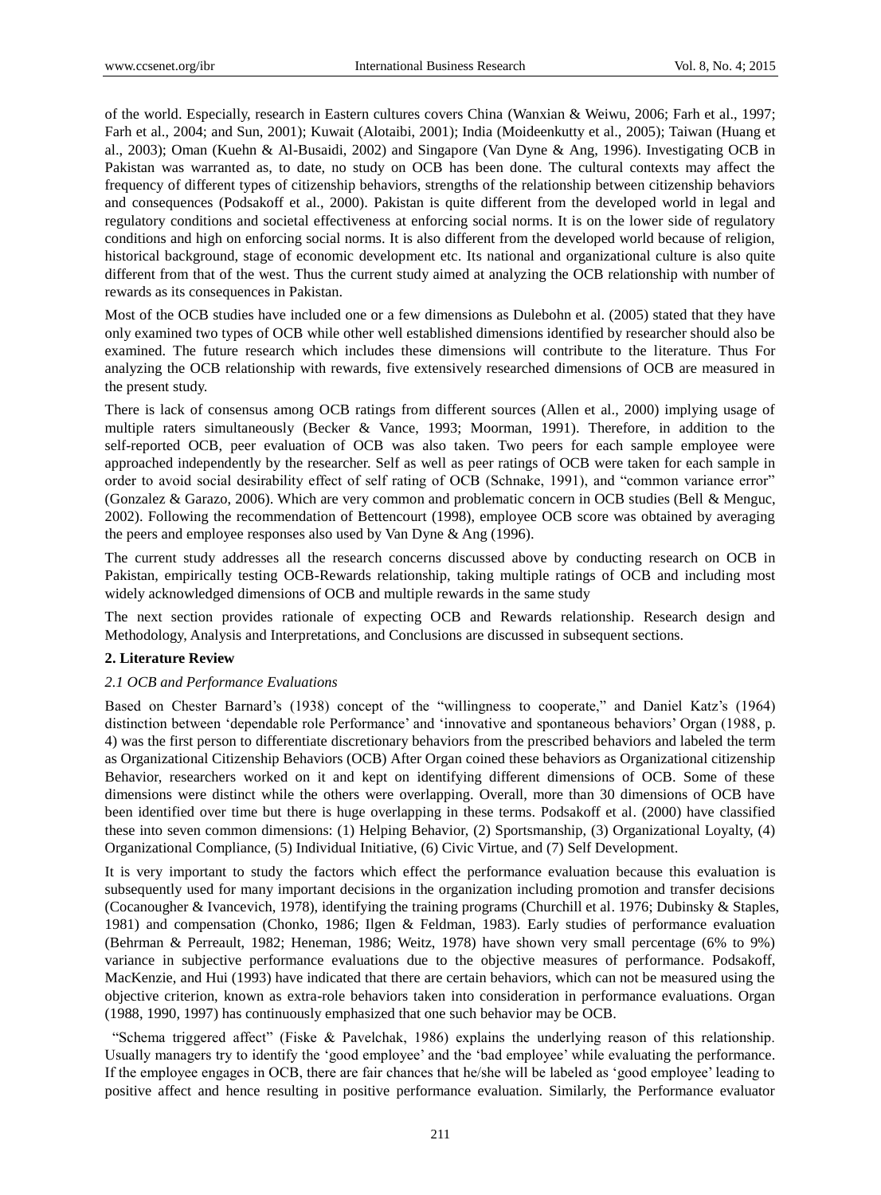of the world. Especially, research in Eastern cultures covers China (Wanxian & Weiwu, 2006; Farh et al., 1997; Farh et al., 2004; and Sun, 2001); Kuwait (Alotaibi, 2001); India (Moideenkutty et al., 2005); Taiwan (Huang et al., 2003); Oman (Kuehn & Al-Busaidi, 2002) and Singapore (Van Dyne & Ang, 1996). Investigating OCB in Pakistan was warranted as, to date, no study on OCB has been done. The cultural contexts may affect the frequency of different types of citizenship behaviors, strengths of the relationship between citizenship behaviors and consequences (Podsakoff et al., 2000). Pakistan is quite different from the developed world in legal and regulatory conditions and societal effectiveness at enforcing social norms. It is on the lower side of regulatory conditions and high on enforcing social norms. It is also different from the developed world because of religion, historical background, stage of economic development etc. Its national and organizational culture is also quite different from that of the west. Thus the current study aimed at analyzing the OCB relationship with number of rewards as its consequences in Pakistan.

Most of the OCB studies have included one or a few dimensions as Dulebohn et al. (2005) stated that they have only examined two types of OCB while other well established dimensions identified by researcher should also be examined. The future research which includes these dimensions will contribute to the literature. Thus For analyzing the OCB relationship with rewards, five extensively researched dimensions of OCB are measured in the present study.

There is lack of consensus among OCB ratings from different sources (Allen et al., 2000) implying usage of multiple raters simultaneously (Becker & Vance, 1993; Moorman, 1991). Therefore, in addition to the self-reported OCB, peer evaluation of OCB was also taken. Two peers for each sample employee were approached independently by the researcher. Self as well as peer ratings of OCB were taken for each sample in order to avoid social desirability effect of self rating of OCB (Schnake, 1991), and "common variance error" (Gonzalez & Garazo, 2006). Which are very common and problematic concern in OCB studies (Bell & Menguc, 2002). Following the recommendation of Bettencourt (1998), employee OCB score was obtained by averaging the peers and employee responses also used by Van Dyne & Ang (1996).

The current study addresses all the research concerns discussed above by conducting research on OCB in Pakistan, empirically testing OCB-Rewards relationship, taking multiple ratings of OCB and including most widely acknowledged dimensions of OCB and multiple rewards in the same study

The next section provides rationale of expecting OCB and Rewards relationship. Research design and Methodology, Analysis and Interpretations, and Conclusions are discussed in subsequent sections.

## 2. Literature Review

### *2.1 OCB and Performance Evaluations*

Based on Chester Barnard's (1938) concept of the "willingness to cooperate," and Daniel Katz's (1964) distinction between 'dependable role Performance' and 'innovative and spontaneous behaviors' Organ (1988, p. 4) was the first person to differentiate discretionary behaviors from the prescribed behaviors and labeled the term as Organizational Citizenship Behaviors (OCB) After Organ coined these behaviors as Organizational citizenship Behavior, researchers worked on it and kept on identifying different dimensions of OCB. Some of these dimensions were distinct while the others were overlapping. Overall, more than 30 dimensions of OCB have been identified over time but there is huge overlapping in these terms. Podsakoff et al. (2000) have classified these into seven common dimensions: (1) Helping Behavior, (2) Sportsmanship, (3) Organizational Loyalty, (4) Organizational Compliance, (5) Individual Initiative, (6) Civic Virtue, and (7) Self Development.

It is very important to study the factors which effect the performance evaluation because this evaluation is subsequently used for many important decisions in the organization including promotion and transfer decisions (Cocanougher & Ivancevich, 1978), identifying the training programs (Churchill et al. 1976; Dubinsky & Staples, 1981) and compensation (Chonko, 1986; Ilgen & Feldman, 1983). Early studies of performance evaluation (Behrman & Perreault, 1982; Heneman, 1986; Weitz, 1978) have shown very small percentage (6% to 9%) variance in subjective performance evaluations due to the objective measures of performance. Podsakoff, MacKenzie, and Hui (1993) have indicated that there are certain behaviors, which can not be measured using the objective criterion, known as extra-role behaviors taken into consideration in performance evaluations. Organ (1988, 1990, 1997) has continuously emphasized that one such behavior may be OCB.

"Schema triggered affect" (Fiske & Pavelchak, 1986) explains the underlying reason of this relationship. Usually managers try to identify the 'good employee' and the 'bad employee' while evaluating the performance. If the employee engages in OCB, there are fair chances that he/she will be labeled as 'good employee' leading to positive affect and hence resulting in positive performance evaluation. Similarly, the Performance evaluator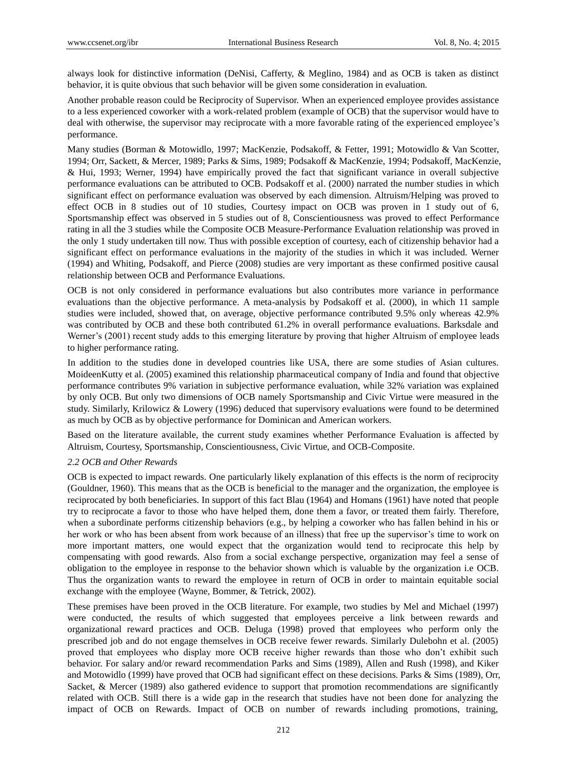always look for distinctive information (DeNisi, Cafferty, & Meglino, 1984) and as OCB is taken as distinct behavior, it is quite obvious that such behavior will be given some consideration in evaluation.

Another probable reason could be Reciprocity of Supervisor. When an experienced employee provides assistance to a less experienced coworker with a work-related problem (example of OCB) that the supervisor would have to deal with otherwise, the supervisor may reciprocate with a more favorable rating of the experienced employee's performance.

Many studies (Borman & Motowidlo, 1997; MacKenzie, Podsakoff, & Fetter, 1991; Motowidlo & Van Scotter, 1994; Orr, Sackett, & Mercer, 1989; Parks & Sims, 1989; Podsakoff & MacKenzie, 1994; Podsakoff, MacKenzie, & Hui, 1993; Werner, 1994) have empirically proved the fact that significant variance in overall subjective performance evaluations can be attributed to OCB. Podsakoff et al. (2000) narrated the number studies in which significant effect on performance evaluation was observed by each dimension. Altruism/Helping was proved to effect OCB in 8 studies out of 10 studies, Courtesy impact on OCB was proven in 1 study out of 6, Sportsmanship effect was observed in 5 studies out of 8, Conscientiousness was proved to effect Performance rating in all the 3 studies while the Composite OCB Measure-Performance Evaluation relationship was proved in the only 1 study undertaken till now. Thus with possible exception of courtesy, each of citizenship behavior had a significant effect on performance evaluations in the majority of the studies in which it was included. Werner (1994) and Whiting, Podsakoff, and Pierce (2008) studies are very important as these confirmed positive causal relationship between OCB and Performance Evaluations.

OCB is not only considered in performance evaluations but also contributes more variance in performance evaluations than the objective performance. A meta-analysis by Podsakoff et al. (2000), in which 11 sample studies were included, showed that, on average, objective performance contributed 9.5% only whereas 42.9% was contributed by OCB and these both contributed 61.2% in overall performance evaluations. Barksdale and Werner's (2001) recent study adds to this emerging literature by proving that higher Altruism of employee leads to higher performance rating.

In addition to the studies done in developed countries like USA, there are some studies of Asian cultures. MoideenKutty et al. (2005) examined this relationship pharmaceutical company of India and found that objective performance contributes 9% variation in subjective performance evaluation, while 32% variation was explained by only OCB. But only two dimensions of OCB namely Sportsmanship and Civic Virtue were measured in the study. Similarly, Krilowicz & Lowery (1996) deduced that supervisory evaluations were found to be determined as much by OCB as by objective performance for Dominican and American workers.

Based on the literature available, the current study examines whether Performance Evaluation is affected by Altruism, Courtesy, Sportsmanship, Conscientiousness, Civic Virtue, and OCB-Composite.

### *2.2 OCB and Other Rewards*

OCB is expected to impact rewards. One particularly likely explanation of this effects is the norm of reciprocity (Gouldner, 1960). This means that as the OCB is beneficial to the manager and the organization, the employee is reciprocated by both beneficiaries. In support of this fact Blau (1964) and Homans (1961) have noted that people try to reciprocate a favor to those who have helped them, done them a favor, or treated them fairly. Therefore, when a subordinate performs citizenship behaviors (e.g., by helping a coworker who has fallen behind in his or her work or who has been absent from work because of an illness) that free up the supervisor's time to work on more important matters, one would expect that the organization would tend to reciprocate this help by compensating with good rewards. Also from a social exchange perspective, organization may feel a sense of obligation to the employee in response to the behavior shown which is valuable by the organization i.e OCB. Thus the organization wants to reward the employee in return of OCB in order to maintain equitable social exchange with the employee (Wayne, Bommer, & Tetrick, 2002).

These premises have been proved in the OCB literature. For example, two studies by Mel and Michael (1997) were conducted, the results of which suggested that employees perceive a link between rewards and organizational reward practices and OCB. Deluga (1998) proved that employees who perform only the prescribed job and do not engage themselves in OCB receive fewer rewards. Similarly Dulebohn et al. (2005) proved that employees who display more OCB receive higher rewards than those who don't exhibit such behavior. For salary and/or reward recommendation Parks and Sims (1989), Allen and Rush (1998), and Kiker and Motowidlo (1999) have proved that OCB had significant effect on these decisions. Parks & Sims (1989), Orr, Sacket, & Mercer (1989) also gathered evidence to support that promotion recommendations are significantly related with OCB. Still there is a wide gap in the research that studies have not been done for analyzing the impact of OCB on Rewards. Impact of OCB on number of rewards including promotions, training,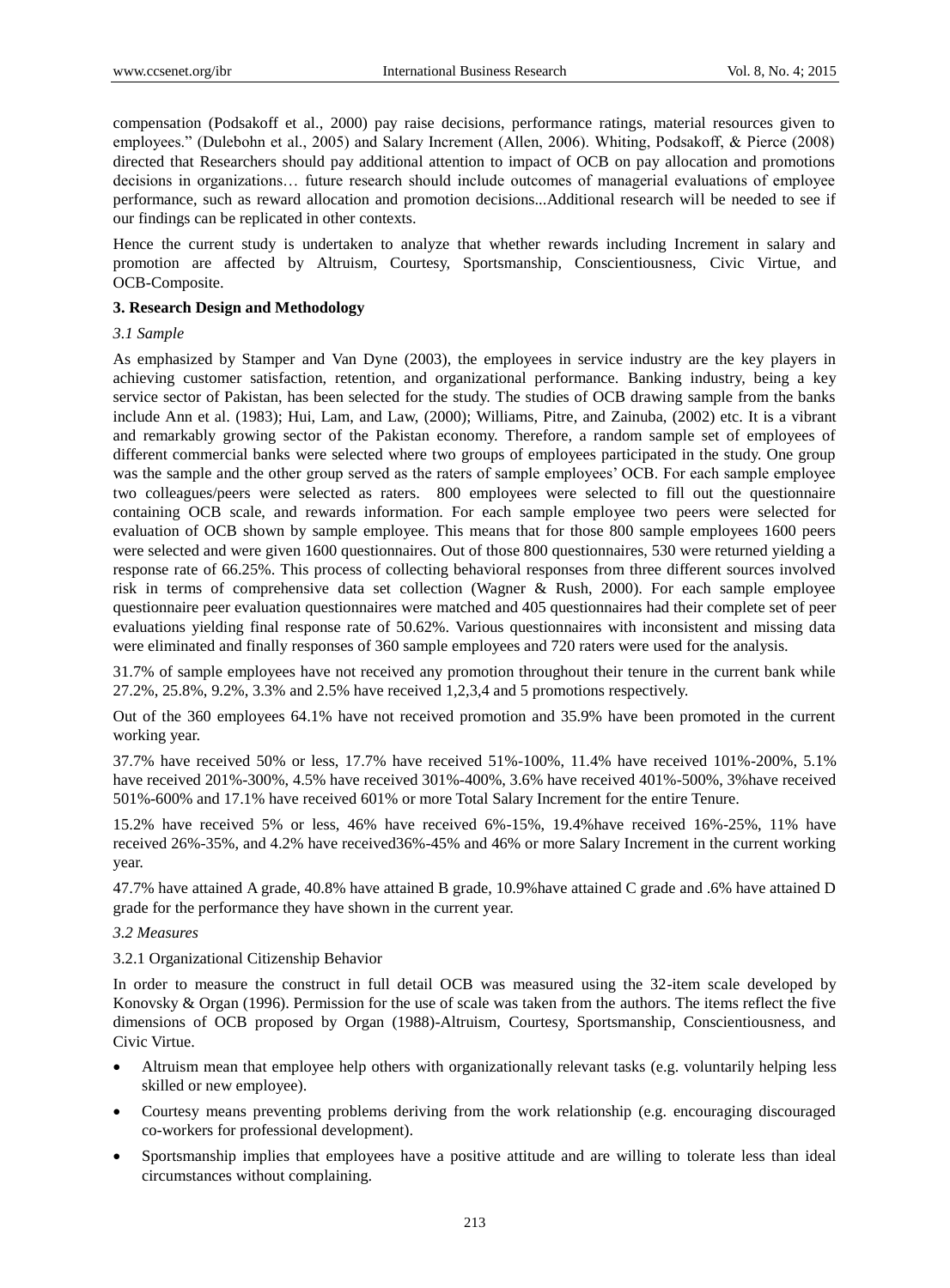compensation (Podsakoff et al., 2000) pay raise decisions, performance ratings, material resources given to employees." (Dulebohn et al., 2005) and Salary Increment (Allen, 2006). Whiting, Podsakoff, & Pierce (2008) directed that Researchers should pay additional attention to impact of OCB on pay allocation and promotions decisions in organizations… future research should include outcomes of managerial evaluations of employee performance, such as reward allocation and promotion decisions...Additional research will be needed to see if our findings can be replicated in other contexts.

Hence the current study is undertaken to analyze that whether rewards including Increment in salary and promotion are affected by Altruism, Courtesy, Sportsmanship, Conscientiousness, Civic Virtue, and OCB-Composite.

### 3. Research Design and Methodology

#### *3.1 Sample*

As emphasized by Stamper and Van Dyne (2003), the employees in service industry are the key players in achieving customer satisfaction, retention, and organizational performance. Banking industry, being a key service sector of Pakistan, has been selected for the study. The studies of OCB drawing sample from the banks include Ann et al. (1983); Hui, Lam, and Law, (2000); Williams, Pitre, and Zainuba, (2002) etc. It is a vibrant and remarkably growing sector of the Pakistan economy. Therefore, a random sample set of employees of different commercial banks were selected where two groups of employees participated in the study. One group was the sample and the other group served as the raters of sample employees' OCB. For each sample employee two colleagues/peers were selected as raters. 800 employees were selected to fill out the questionnaire containing OCB scale, and rewards information. For each sample employee two peers were selected for evaluation of OCB shown by sample employee. This means that for those 800 sample employees 1600 peers were selected and were given 1600 questionnaires. Out of those 800 questionnaires, 530 were returned yielding a response rate of 66.25%. This process of collecting behavioral responses from three different sources involved risk in terms of comprehensive data set collection (Wagner & Rush, 2000). For each sample employee questionnaire peer evaluation questionnaires were matched and 405 questionnaires had their complete set of peer evaluations yielding final response rate of 50.62%. Various questionnaires with inconsistent and missing data were eliminated and finally responses of 360 sample employees and 720 raters were used for the analysis.

31.7% of sample employees have not received any promotion throughout their tenure in the current bank while 27.2%, 25.8%, 9.2%, 3.3% and 2.5% have received 1,2,3,4 and 5 promotions respectively.

Out of the 360 employees 64.1% have not received promotion and 35.9% have been promoted in the current working year.

37.7% have received 50% or less, 17.7% have received 51%-100%, 11.4% have received 101%-200%, 5.1% have received 201%-300%, 4.5% have received 301%-400%, 3.6% have received 401%-500%, 3%have received 501%-600% and 17.1% have received 601% or more Total Salary Increment for the entire Tenure.

15.2% have received 5% or less, 46% have received 6%-15%, 19.4%have received 16%-25%, 11% have received 26%-35%, and 4.2% have received36%-45% and 46% or more Salary Increment in the current working year.

47.7% have attained A grade, 40.8% have attained B grade, 10.9%have attained C grade and .6% have attained D grade for the performance they have shown in the current year.

#### *3.2 Measures*

3.2.1 Organizational Citizenship Behavior

In order to measure the construct in full detail OCB was measured using the 32-item scale developed by Konovsky & Organ (1996). Permission for the use of scale was taken from the authors. The items reflect the five dimensions of OCB proposed by Organ (1988)-Altruism, Courtesy, Sportsmanship, Conscientiousness, and Civic Virtue.

- Altruism mean that employee help others with organizationally relevant tasks (e.g. voluntarily helping less skilled or new employee).
- Courtesy means preventing problems deriving from the work relationship (e.g. encouraging discouraged co-workers for professional development).
- Sportsmanship implies that employees have a positive attitude and are willing to tolerate less than ideal circumstances without complaining.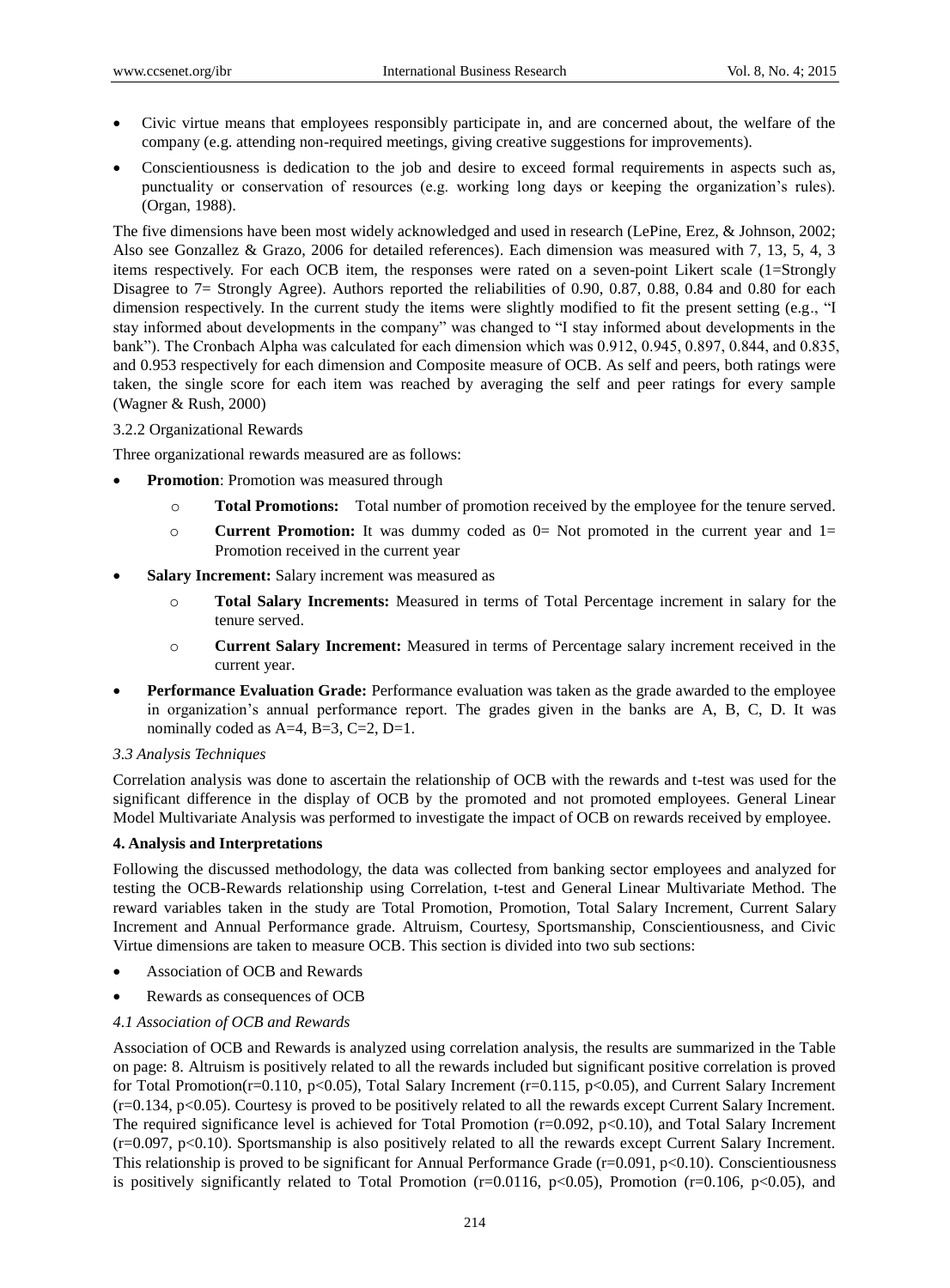- Civic virtue means that employees responsibly participate in, and are concerned about, the welfare of the company (e.g. attending non-required meetings, giving creative suggestions for improvements).
- Conscientiousness is dedication to the job and desire to exceed formal requirements in aspects such as, punctuality or conservation of resources (e.g. working long days or keeping the organization's rules). (Organ, 1988).

The five dimensions have been most widely acknowledged and used in research (LePine, Erez, & Johnson, 2002; Also see Gonzallez & Grazo, 2006 for detailed references). Each dimension was measured with 7, 13, 5, 4, 3 items respectively. For each OCB item, the responses were rated on a seven-point Likert scale (1=Strongly Disagree to 7= Strongly Agree). Authors reported the reliabilities of 0.90, 0.87, 0.88, 0.84 and 0.80 for each dimension respectively. In the current study the items were slightly modified to fit the present setting (e.g., "I stay informed about developments in the company" was changed to "I stay informed about developments in the bank"). The Cronbach Alpha was calculated for each dimension which was 0.912, 0.945, 0.897, 0.844, and 0.835, and 0.953 respectively for each dimension and Composite measure of OCB. As self and peers, both ratings were taken, the single score for each item was reached by averaging the self and peer ratings for every sample (Wagner & Rush, 2000)

3.2.2 Organizational Rewards

Three organizational rewards measured are as follows:

- **Promotion**: Promotion was measured through
    - **Total Promotions:** Total number of promotion received by the employee for the tenure served.
    - **Current Promotion:** It was dummy coded as 0= Not promoted in the current year and 1= Promotion received in the current year
- **Salary Increment:** Salary increment was measured as
    - **Total Salary Increments:** Measured in terms of Total Percentage increment in salary for the tenure served.
    - **Current Salary Increment:** Measured in terms of Percentage salary increment received in the current year.
- **Performance Evaluation Grade:** Performance evaluation was taken as the grade awarded to the employee in organization's annual performance report. The grades given in the banks are A, B, C, D. It was nominally coded as A=4, B=3, C=2, D=1.

*3.3 Analysis Techniques*

Correlation analysis was done to ascertain the relationship of OCB with the rewards and t-test was used for the significant difference in the display of OCB by the promoted and not promoted employees. General Linear Model Multivariate Analysis was performed to investigate the impact of OCB on rewards received by employee.

**4. Analysis and Interpretations**

Following the discussed methodology, the data was collected from banking sector employees and analyzed for testing the OCB-Rewards relationship using Correlation, t-test and General Linear Multivariate Method. The reward variables taken in the study are Total Promotion, Promotion, Total Salary Increment, Current Salary Increment and Annual Performance grade. Altruism, Courtesy, Sportsmanship, Conscientiousness, and Civic Virtue dimensions are taken to measure OCB. This section is divided into two sub sections:

- Association of OCB and Rewards
- Rewards as consequences of OCB

*4.1 Association of OCB and Rewards*

Association of OCB and Rewards is analyzed using correlation analysis, the results are summarized in the Table on page: 8. Altruism is positively related to all the rewards included but significant positive correlation is proved for Total Promotion($r=0.110$, $p<0.05$), Total Salary Increment ($r=0.115$, $p<0.05$), and Current Salary Increment ($r=0.134$, $p<0.05$). Courtesy is proved to be positively related to all the rewards except Current Salary Increment. The required significance level is achieved for Total Promotion ($r=0.092$, $p<0.10$), and Total Salary Increment ($r=0.097$, $p<0.10$). Sportsmanship is also positively related to all the rewards except Current Salary Increment. This relationship is proved to be significant for Annual Performance Grade ($r=0.091$, $p<0.10$). Conscientiousness is positively significantly related to Total Promotion ($r=0.0116$, $p<0.05$), Promotion ($r=0.106$, $p<0.05$), and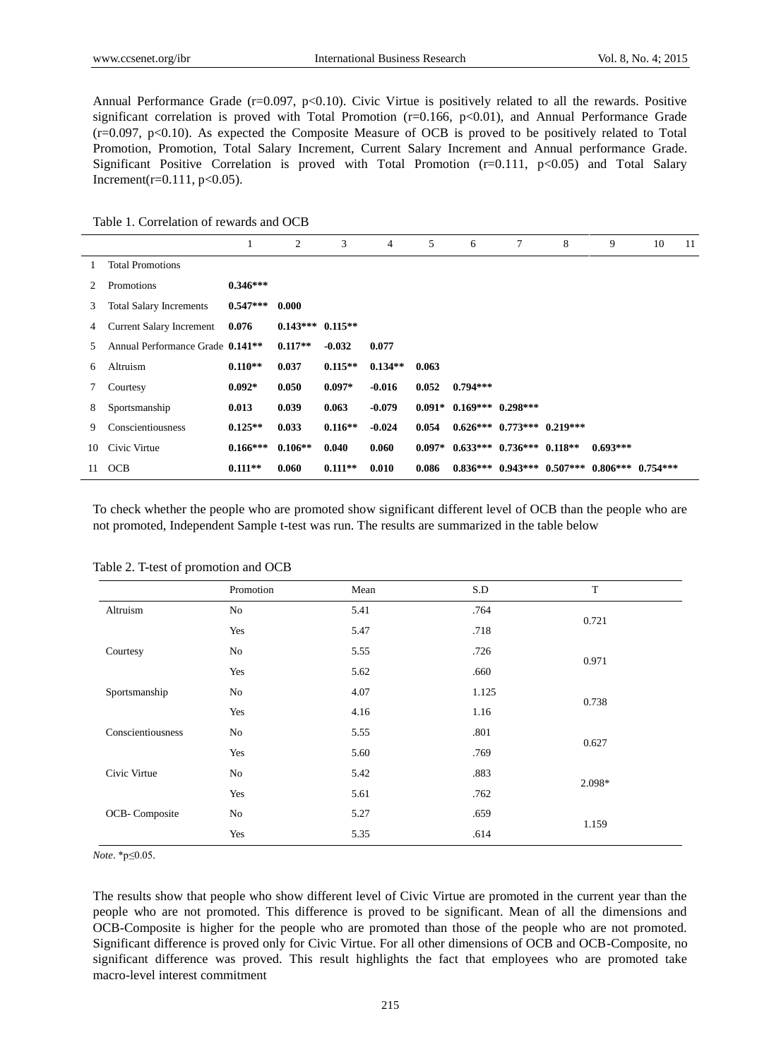Annual Performance Grade ($r=0.097$, $p<0.10$). Civic Virtue is positively related to all the rewards. Positive significant correlation is proved with Total Promotion ($r=0.166$, $p<0.01$), and Annual Performance Grade ($r=0.097$, $p<0.10$). As expected the Composite Measure of OCB is proved to be positively related to Total Promotion, Promotion, Total Salary Increment, Current Salary Increment and Annual performance Grade. Significant Positive Correlation is proved with Total Promotion ($r=0.111$, $p<0.05$) and Total Salary Increment($r=0.111$, $p<0.05$).

Table 1. Correlation of rewards and OCB

| | | 1 | 2 | 3 | 4 | 5 | 6 | 7 | 8 | 9 | 10 | 11 |
|---|---|---|---|---|---|---|---|---|---|---|---|---|
| 1 | Total Promotions | | | | | | | | | | | |
| 2 | Promotions | **0.346*** ** | | | | | | | | | | |
| 3 | Total Salary Increments | **0.547*** ** | **0.000** | | | | | | | | | |
| 4 | Current Salary Increment | **0.076** | **0.143*** ** | **0.115** ** | | | | | | | | |
| 5 | Annual Performance Grade | **0.141** ** | **0.117** ** | **-0.032** | **0.077** | | | | | | | |
| 6 | Altruism | **0.110** ** | **0.037** | **0.115** ** | **0.134** ** | **0.063** | | | | | | |
| 7 | Courtesy | **0.092*** | **0.050** | **0.097*** | **-0.016** | **0.052** | **0.794*** ** | | | | | |
| 8 | Sportsmanship | **0.013** | **0.039** | **0.063** | **-0.079** | **0.091*** | **0.169*** ** | **0.298*** ** | | | | |
| 9 | Conscientiousness | **0.125** ** | **0.033** | **0.116** ** | **-0.024** | **0.054** | **0.626*** ** | **0.773*** ** | **0.219*** ** | | | |
| 10 | Civic Virtue | **0.166*** ** | **0.106** ** | **0.040** | **0.060** | **0.097*** | **0.633*** ** | **0.736*** ** | **0.118** ** | **0.693*** ** | | |
| 11 | OCB | **0.111** ** | **0.060** | **0.111** ** | **0.010** | **0.086** | **0.836*** ** | **0.943*** ** | **0.507*** ** | **0.806*** ** | **0.754*** ** | |

To check whether the people who are promoted show significant different level of OCB than the people who are not promoted, Independent Sample t-test was run. The results are summarized in the table below

Table 2. T-test of promotion and OCB

| | Promotion | Mean | S.D | T |
|---|---|---|---|---|
| Altruism | No | 5.41 | .764 | 0.721 |
| | Yes | 5.47 | .718 | |
| Courtesy | No | 5.55 | .726 | 0.971 |
| | Yes | 5.62 | .660 | |
| Sportsmanship | No | 4.07 | 1.125 | 0.738 |
| | Yes | 4.16 | 1.16 | |
| Conscientiousness | No | 5.55 | .801 | 0.627 |
| | Yes | 5.60 | .769 | |
| Civic Virtue | No | 5.42 | .883 | 2.098* |
| | Yes | 5.61 | .762 | |
| OCB- Composite | No | 5.27 | .659 | 1.159 |
| | Yes | 5.35 | .614 | |

*Note*. *p≤0.05.

The results show that people who show different level of Civic Virtue are promoted in the current year than the people who are not promoted. This difference is proved to be significant. Mean of all the dimensions and OCB-Composite is higher for the people who are promoted than those of the people who are not promoted. Significant difference is proved only for Civic Virtue. For all other dimensions of OCB and OCB-Composite, no significant difference was proved. This result highlights the fact that employees who are promoted take macro-level interest commitment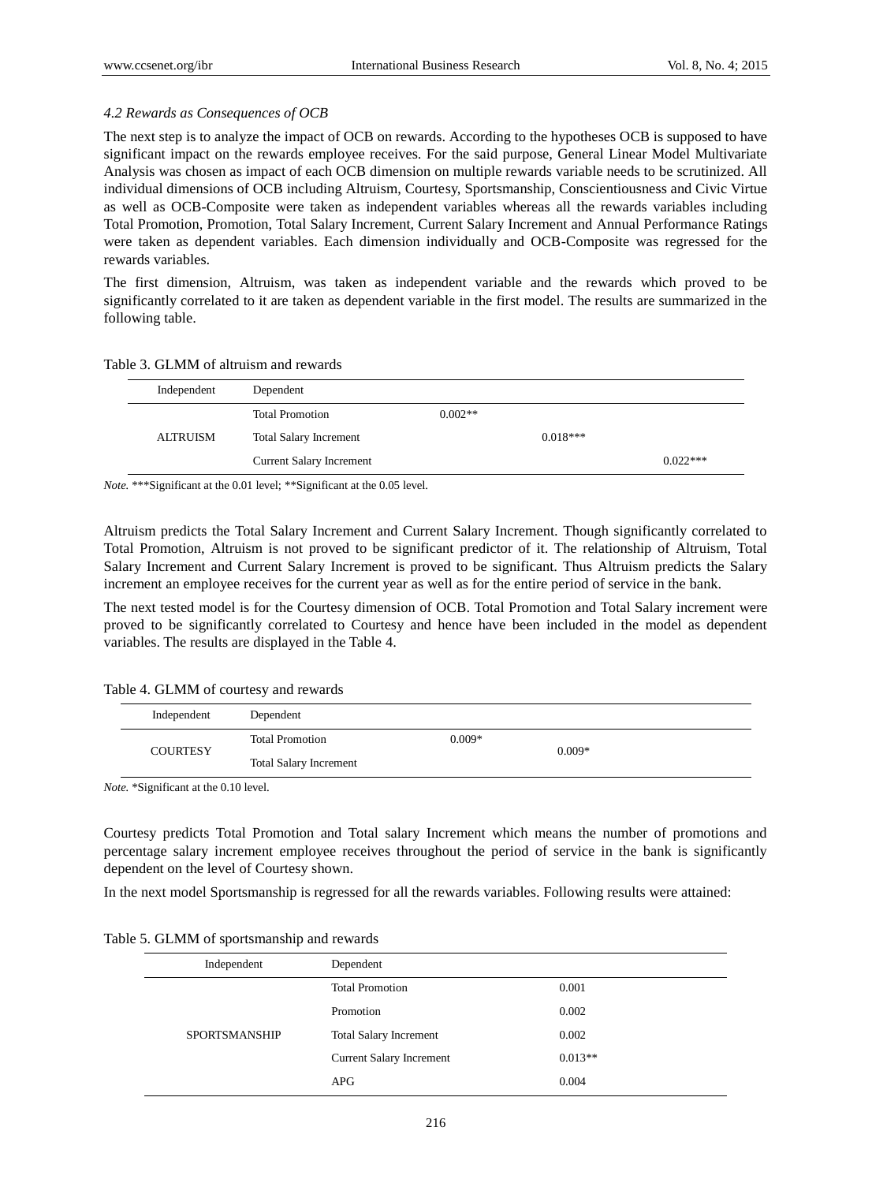### 4.2 Rewards as Consequences of OCB

The next step is to analyze the impact of OCB on rewards. According to the hypotheses OCB is supposed to have significant impact on the rewards employee receives. For the said purpose, General Linear Model Multivariate Analysis was chosen as impact of each OCB dimension on multiple rewards variable needs to be scrutinized. All individual dimensions of OCB including Altruism, Courtesy, Sportsmanship, Conscientiousness and Civic Virtue as well as OCB-Composite were taken as independent variables whereas all the rewards variables including Total Promotion, Promotion, Total Salary Increment, Current Salary Increment and Annual Performance Ratings were taken as dependent variables. Each dimension individually and OCB-Composite was regressed for the rewards variables.

The first dimension, Altruism, was taken as independent variable and the rewards which proved to be significantly correlated to it are taken as dependent variable in the first model. The results are summarized in the following table.

Table 3. GLMM of altruism and rewards

| Independent | Dependent | | | |
|---|---|---|---|---|
| | Total Promotion | 0.002** | | |
| ALTRUISM | Total Salary Increment | | 0.018*** | |
| | Current Salary Increment | | | 0.022*** |

*Note.* ***Significant at the 0.01 level; **Significant at the 0.05 level.

Altruism predicts the Total Salary Increment and Current Salary Increment. Though significantly correlated to Total Promotion, Altruism is not proved to be significant predictor of it. The relationship of Altruism, Total Salary Increment and Current Salary Increment is proved to be significant. Thus Altruism predicts the Salary increment an employee receives for the current year as well as for the entire period of service in the bank.

The next tested model is for the Courtesy dimension of OCB. Total Promotion and Total Salary increment were proved to be significantly correlated to Courtesy and hence have been included in the model as dependent variables. The results are displayed in the Table 4.

Table 4. GLMM of courtesy and rewards

| Independent | Dependent | | |
|---|---|---|---|
| COURTESY | Total Promotion | 0.009* | 0.009* |
| | Total Salary Increment | | |

*Note.* *Significant at the 0.10 level.

Courtesy predicts Total Promotion and Total salary Increment which means the number of promotions and percentage salary increment employee receives throughout the period of service in the bank is significantly dependent on the level of Courtesy shown.

In the next model Sportsmanship is regressed for all the rewards variables. Following results were attained:

Table 5. GLMM of sportsmanship and rewards

| Independent | Dependent | |
|---|---|---|
| | Total Promotion | 0.001 |
| | Promotion | 0.002 |
| SPORTSMANSHIP | Total Salary Increment | 0.002 |
| | Current Salary Increment | 0.013** |
| | APG | 0.004 |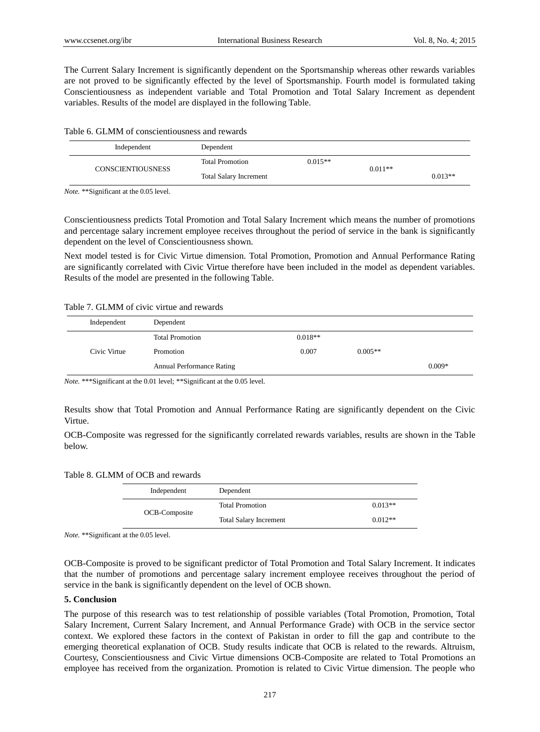The Current Salary Increment is significantly dependent on the Sportsmanship whereas other rewards variables are not proved to be significantly effected by the level of Sportsmanship. Fourth model is formulated taking Conscientiousness as independent variable and Total Promotion and Total Salary Increment as dependent variables. Results of the model are displayed in the following Table.

Table 6. GLMM of conscientiousness and rewards

| Independent | Dependent | | | |
|---|---|---|---|---|
| CONSCIENTIOUSNESS | Total Promotion | 0.015** | 0.011** | |
| | Total Salary Increment | | | 0.013** |

*Note.* **Significant at the 0.05 level.

Conscientiousness predicts Total Promotion and Total Salary Increment which means the number of promotions and percentage salary increment employee receives throughout the period of service in the bank is significantly dependent on the level of Conscientiousness shown.

Next model tested is for Civic Virtue dimension. Total Promotion, Promotion and Annual Performance Rating are significantly correlated with Civic Virtue therefore have been included in the model as dependent variables. Results of the model are presented in the following Table.

Table 7. GLMM of civic virtue and rewards

| Independent | Dependent | | | |
|---|---|---|---|---|
| Civic Virtue | Total Promotion | 0.018** | | |
| | Promotion | 0.007 | 0.005** | |
| | Annual Performance Rating | | | 0.009* |

*Note.* ***Significant at the 0.01 level; **Significant at the 0.05 level.

Results show that Total Promotion and Annual Performance Rating are significantly dependent on the Civic Virtue.

OCB-Composite was regressed for the significantly correlated rewards variables, results are shown in the Table below.

Table 8. GLMM of OCB and rewards

| Independent | Dependent | |
|---|---|---|
| OCB-Composite | Total Promotion | 0.013** |
| | Total Salary Increment | 0.012** |

*Note.* **Significant at the 0.05 level.

OCB-Composite is proved to be significant predictor of Total Promotion and Total Salary Increment. It indicates that the number of promotions and percentage salary increment employee receives throughout the period of service in the bank is significantly dependent on the level of OCB shown.

## 5. Conclusion

The purpose of this research was to test relationship of possible variables (Total Promotion, Promotion, Total Salary Increment, Current Salary Increment, and Annual Performance Grade) with OCB in the service sector context. We explored these factors in the context of Pakistan in order to fill the gap and contribute to the emerging theoretical explanation of OCB. Study results indicate that OCB is related to the rewards. Altruism, Courtesy, Conscientiousness and Civic Virtue dimensions OCB-Composite are related to Total Promotions an employee has received from the organization. Promotion is related to Civic Virtue dimension. The people who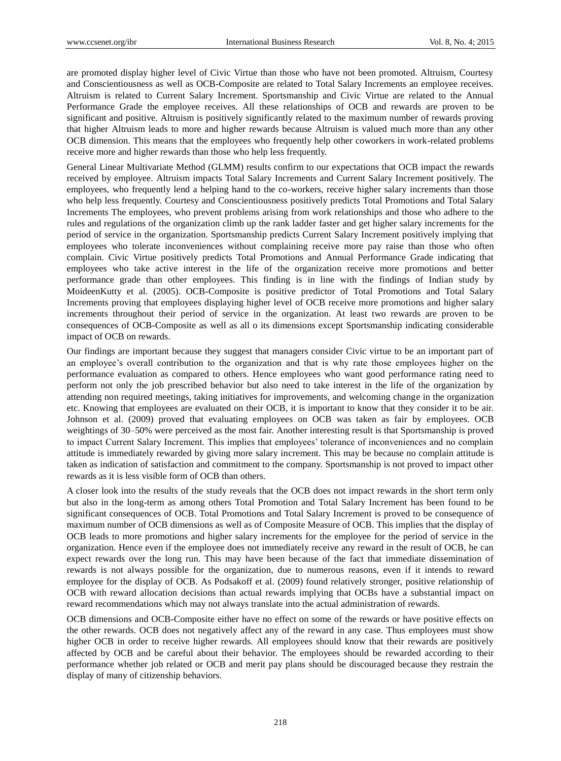are promoted display higher level of Civic Virtue than those who have not been promoted. Altruism, Courtesy and Conscientiousness as well as OCB-Composite are related to Total Salary Increments an employee receives. Altruism is related to Current Salary Increment. Sportsmanship and Civic Virtue are related to the Annual Performance Grade the employee receives. All these relationships of OCB and rewards are proven to be significant and positive. Altruism is positively significantly related to the maximum number of rewards proving that higher Altruism leads to more and higher rewards because Altruism is valued much more than any other OCB dimension. This means that the employees who frequently help other coworkers in work-related problems receive more and higher rewards than those who help less frequently.

General Linear Multivariate Method (GLMM) results confirm to our expectations that OCB impact the rewards received by employee. Altruism impacts Total Salary Increments and Current Salary Increment positively. The employees, who frequently lend a helping hand to the co-workers, receive higher salary increments than those who help less frequently. Courtesy and Conscientiousness positively predicts Total Promotions and Total Salary Increments The employees, who prevent problems arising from work relationships and those who adhere to the rules and regulations of the organization climb up the rank ladder faster and get higher salary increments for the period of service in the organization. Sportsmanship predicts Current Salary Increment positively implying that employees who tolerate inconveniences without complaining receive more pay raise than those who often complain. Civic Virtue positively predicts Total Promotions and Annual Performance Grade indicating that employees who take active interest in the life of the organization receive more promotions and better performance grade than other employees. This finding is in line with the findings of Indian study by MoideenKutty et al. (2005). OCB-Composite is positive predictor of Total Promotions and Total Salary Increments proving that employees displaying higher level of OCB receive more promotions and higher salary increments throughout their period of service in the organization. At least two rewards are proven to be consequences of OCB-Composite as well as all o its dimensions except Sportsmanship indicating considerable impact of OCB on rewards.

Our findings are important because they suggest that managers consider Civic virtue to be an important part of an employee's overall contribution to the organization and that is why rate those employees higher on the performance evaluation as compared to others. Hence employees who want good performance rating need to perform not only the job prescribed behavior but also need to take interest in the life of the organization by attending non required meetings, taking initiatives for improvements, and welcoming change in the organization etc. Knowing that employees are evaluated on their OCB, it is important to know that they consider it to be air. Johnson et al. (2009) proved that evaluating employees on OCB was taken as fair by employees. OCB weightings of 30–50% were perceived as the most fair. Another interesting result is that Sportsmanship is proved to impact Current Salary Increment. This implies that employees' tolerance of inconveniences and no complain attitude is immediately rewarded by giving more salary increment. This may be because no complain attitude is taken as indication of satisfaction and commitment to the company. Sportsmanship is not proved to impact other rewards as it is less visible form of OCB than others.

A closer look into the results of the study reveals that the OCB does not impact rewards in the short term only but also in the long-term as among others Total Promotion and Total Salary Increment has been found to be significant consequences of OCB. Total Promotions and Total Salary Increment is proved to be consequence of maximum number of OCB dimensions as well as of Composite Measure of OCB. This implies that the display of OCB leads to more promotions and higher salary increments for the employee for the period of service in the organization. Hence even if the employee does not immediately receive any reward in the result of OCB, he can expect rewards over the long run. This may have been because of the fact that immediate dissemination of rewards is not always possible for the organization, due to numerous reasons, even if it intends to reward employee for the display of OCB. As Podsakoff et al. (2009) found relatively stronger, positive relationship of OCB with reward allocation decisions than actual rewards implying that OCBs have a substantial impact on reward recommendations which may not always translate into the actual administration of rewards.

OCB dimensions and OCB-Composite either have no effect on some of the rewards or have positive effects on the other rewards. OCB does not negatively affect any of the reward in any case. Thus employees must show higher OCB in order to receive higher rewards. All employees should know that their rewards are positively affected by OCB and be careful about their behavior. The employees should be rewarded according to their performance whether job related or OCB and merit pay plans should be discouraged because they restrain the display of many of citizenship behaviors.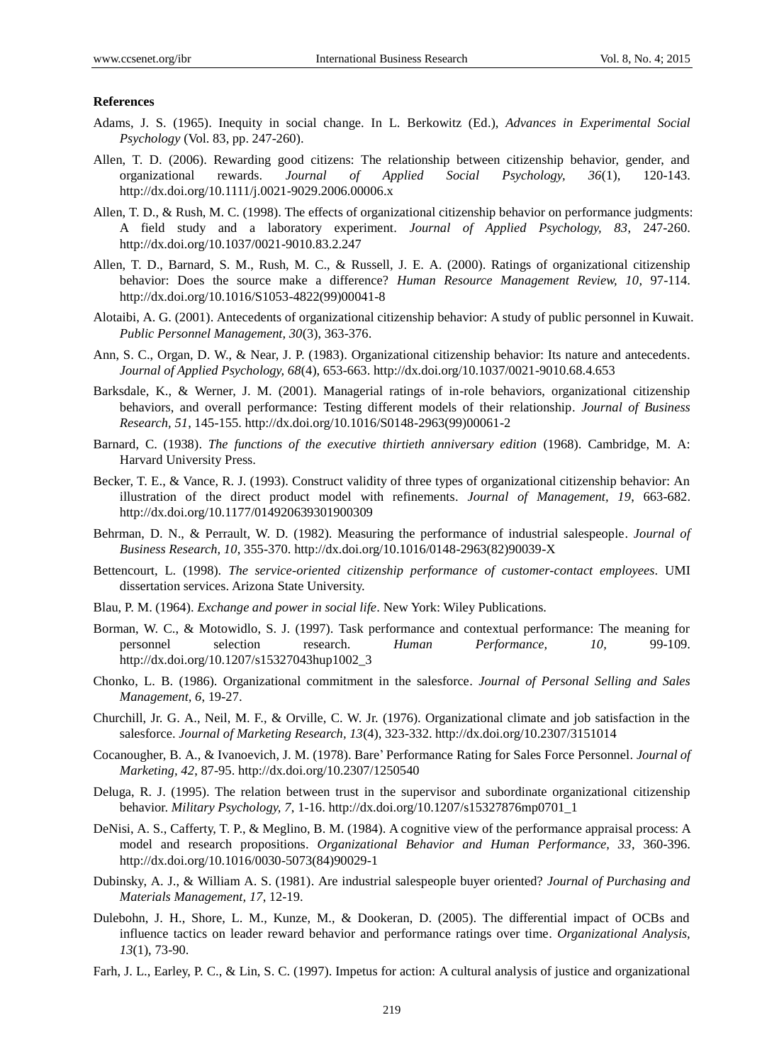## References

Adams, J. S. (1965). Inequity in social change. In L. Berkowitz (Ed.), *Advances in Experimental Social Psychology* (Vol. 83, pp. 247-260).

Allen, T. D. (2006). Rewarding good citizens: The relationship between citizenship behavior, gender, and organizational rewards. *Journal of Applied Social Psychology, 36*(1), 120-143. http://dx.doi.org/10.1111/j.0021-9029.2006.00006.x

Allen, T. D., & Rush, M. C. (1998). The effects of organizational citizenship behavior on performance judgments: A field study and a laboratory experiment. *Journal of Applied Psychology, 83*, 247-260. http://dx.doi.org/10.1037/0021-9010.83.2.247

Allen, T. D., Barnard, S. M., Rush, M. C., & Russell, J. E. A. (2000). Ratings of organizational citizenship behavior: Does the source make a difference? *Human Resource Management Review, 10*, 97-114. http://dx.doi.org/10.1016/S1053-4822(99)00041-8

Alotaibi, A. G. (2001). Antecedents of organizational citizenship behavior: A study of public personnel in Kuwait. *Public Personnel Management, 30*(3), 363-376.

Ann, S. C., Organ, D. W., & Near, J. P. (1983). Organizational citizenship behavior: Its nature and antecedents. *Journal of Applied Psychology, 68*(4), 653-663. http://dx.doi.org/10.1037/0021-9010.68.4.653

Barksdale, K., & Werner, J. M. (2001). Managerial ratings of in-role behaviors, organizational citizenship behaviors, and overall performance: Testing different models of their relationship. *Journal of Business Research, 51*, 145-155. http://dx.doi.org/10.1016/S0148-2963(99)00061-2

Barnard, C. (1938). *The functions of the executive thirtieth anniversary edition* (1968). Cambridge, M. A: Harvard University Press.

Becker, T. E., & Vance, R. J. (1993). Construct validity of three types of organizational citizenship behavior: An illustration of the direct product model with refinements. *Journal of Management, 19*, 663-682. http://dx.doi.org/10.1177/014920639301900309

Behrman, D. N., & Perrault, W. D. (1982). Measuring the performance of industrial salespeople. *Journal of Business Research, 10*, 355-370. http://dx.doi.org/10.1016/0148-2963(82)90039-X

Bettencourt, L. (1998). *The service-oriented citizenship performance of customer-contact employees*. UMI dissertation services. Arizona State University.

Blau, P. M. (1964). *Exchange and power in social life*. New York: Wiley Publications.

Borman, W. C., & Motowidlo, S. J. (1997). Task performance and contextual performance: The meaning for personnel selection research. *Human Performance, 10,* 99-109. http://dx.doi.org/10.1207/s15327043hup1002_3

Chonko, L. B. (1986). Organizational commitment in the salesforce. *Journal of Personal Selling and Sales Management, 6*, 19-27.

Churchill, Jr. G. A., Neil, M. F., & Orville, C. W. Jr. (1976). Organizational climate and job satisfaction in the salesforce. *Journal of Marketing Research, 13*(4), 323-332. http://dx.doi.org/10.2307/3151014

Cocanougher, B. A., & Ivanoevich, J. M. (1978). Bare' Performance Rating for Sales Force Personnel. *Journal of Marketing, 42*, 87-95. http://dx.doi.org/10.2307/1250540

Deluga, R. J. (1995). The relation between trust in the supervisor and subordinate organizational citizenship behavior. *Military Psychology, 7*, 1-16. http://dx.doi.org/10.1207/s15327876mp0701_1

DeNisi, A. S., Cafferty, T. P., & Meglino, B. M. (1984). A cognitive view of the performance appraisal process: A model and research propositions. *Organizational Behavior and Human Performance, 33*, 360-396. http://dx.doi.org/10.1016/0030-5073(84)90029-1

Dubinsky, A. J., & William A. S. (1981). Are industrial salespeople buyer oriented? *Journal of Purchasing and Materials Management, 17*, 12-19.

Dulebohn, J. H., Shore, L. M., Kunze, M., & Dookeran, D. (2005). The differential impact of OCBs and influence tactics on leader reward behavior and performance ratings over time. *Organizational Analysis, 13*(1), 73-90.

Farh, J. L., Earley, P. C., & Lin, S. C. (1997). Impetus for action: A cultural analysis of justice and organizational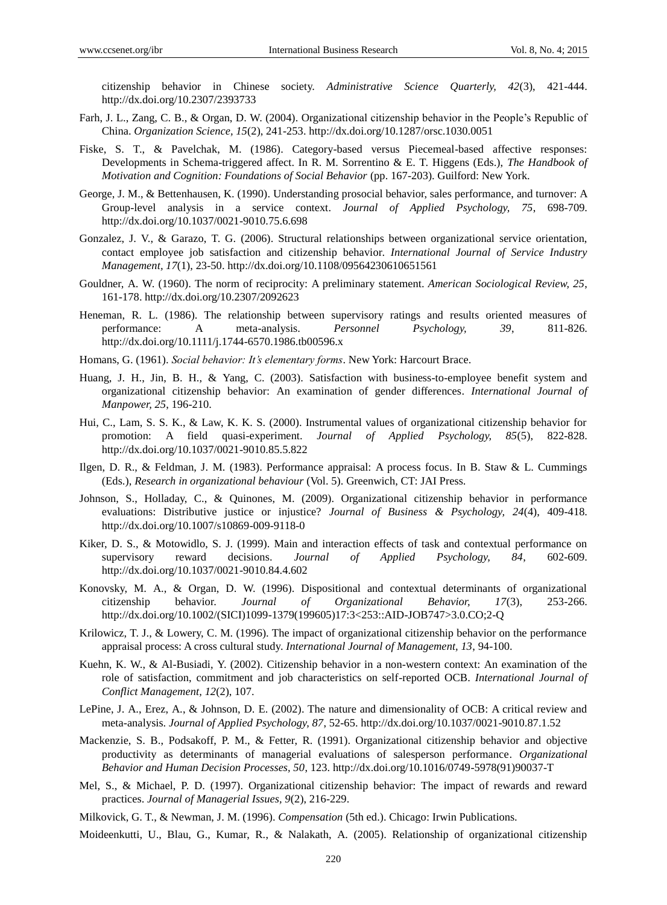citizenship behavior in Chinese society. *Administrative Science Quarterly, 42*(3), 421-444. http://dx.doi.org/10.2307/2393733

Farh, J. L., Zang, C. B., & Organ, D. W. (2004). Organizational citizenship behavior in the People's Republic of China. *Organization Science, 15*(2), 241-253. http://dx.doi.org/10.1287/orsc.1030.0051

Fiske, S. T., & Pavelchak, M. (1986). Category-based versus Piecemeal-based affective responses: Developments in Schema-triggered affect. In R. M. Sorrentino & E. T. Higgens (Eds.), *The Handbook of Motivation and Cognition: Foundations of Social Behavior* (pp. 167-203). Guilford: New York.

George, J. M., & Bettenhausen, K. (1990). Understanding prosocial behavior, sales performance, and turnover: A Group-level analysis in a service context. *Journal of Applied Psychology, 75*, 698-709. http://dx.doi.org/10.1037/0021-9010.75.6.698

Gonzalez, J. V., & Garazo, T. G. (2006). Structural relationships between organizational service orientation, contact employee job satisfaction and citizenship behavior. *International Journal of Service Industry Management, 17*(1), 23-50. http://dx.doi.org/10.1108/09564230610651561

Gouldner, A. W. (1960). The norm of reciprocity: A preliminary statement. *American Sociological Review, 25*, 161-178. http://dx.doi.org/10.2307/2092623

Heneman, R. L. (1986). The relationship between supervisory ratings and results oriented measures of performance: A meta-analysis. *Personnel Psychology, 39*, 811-826. http://dx.doi.org/10.1111/j.1744-6570.1986.tb00596.x

Homans, G. (1961). *Social behavior: It's elementary forms*. New York: Harcourt Brace.

Huang, J. H., Jin, B. H., & Yang, C. (2003). Satisfaction with business-to-employee benefit system and organizational citizenship behavior: An examination of gender differences. *International Journal of Manpower, 25*, 196-210.

Hui, C., Lam, S. S. K., & Law, K. K. S. (2000). Instrumental values of organizational citizenship behavior for promotion: A field quasi-experiment. *Journal of Applied Psychology, 85*(5), 822-828. http://dx.doi.org/10.1037/0021-9010.85.5.822

Ilgen, D. R., & Feldman, J. M. (1983). Performance appraisal: A process focus. In B. Staw & L. Cummings (Eds.), *Research in organizational behaviour* (Vol. 5). Greenwich, CT: JAI Press.

Johnson, S., Holladay, C., & Quinones, M. (2009). Organizational citizenship behavior in performance evaluations: Distributive justice or injustice? *Journal of Business & Psychology, 24*(4), 409-418. http://dx.doi.org/10.1007/s10869-009-9118-0

Kiker, D. S., & Motowidlo, S. J. (1999). Main and interaction effects of task and contextual performance on supervisory reward decisions. *Journal of Applied Psychology, 84*, 602-609. http://dx.doi.org/10.1037/0021-9010.84.4.602

Konovsky, M. A., & Organ, D. W. (1996). Dispositional and contextual determinants of organizational citizenship behavior. *Journal of Organizational Behavior, 17*(3), 253-266. http://dx.doi.org/10.1002/(SICI)1099-1379(199605)17:3<253::AID-JOB747>3.0.CO;2-Q

Krilowicz, T. J., & Lowery, C. M. (1996). The impact of organizational citizenship behavior on the performance appraisal process: A cross cultural study. *International Journal of Management, 13*, 94-100.

Kuehn, K. W., & Al-Busiadi, Y. (2002). Citizenship behavior in a non-western context: An examination of the role of satisfaction, commitment and job characteristics on self-reported OCB. *International Journal of Conflict Management, 12*(2), 107.

LePine, J. A., Erez, A., & Johnson, D. E. (2002). The nature and dimensionality of OCB: A critical review and meta-analysis. *Journal of Applied Psychology, 87*, 52-65. http://dx.doi.org/10.1037/0021-9010.87.1.52

Mackenzie, S. B., Podsakoff, P. M., & Fetter, R. (1991). Organizational citizenship behavior and objective productivity as determinants of managerial evaluations of salesperson performance. *Organizational Behavior and Human Decision Processes, 50*, 123. http://dx.doi.org/10.1016/0749-5978(91)90037-T

Mel, S., & Michael, P. D. (1997). Organizational citizenship behavior: The impact of rewards and reward practices. *Journal of Managerial Issues, 9*(2), 216-229.

Milkovick, G. T., & Newman, J. M. (1996). *Compensation* (5th ed.). Chicago: Irwin Publications.

Moideenkutti, U., Blau, G., Kumar, R., & Nalakath, A. (2005). Relationship of organizational citizenship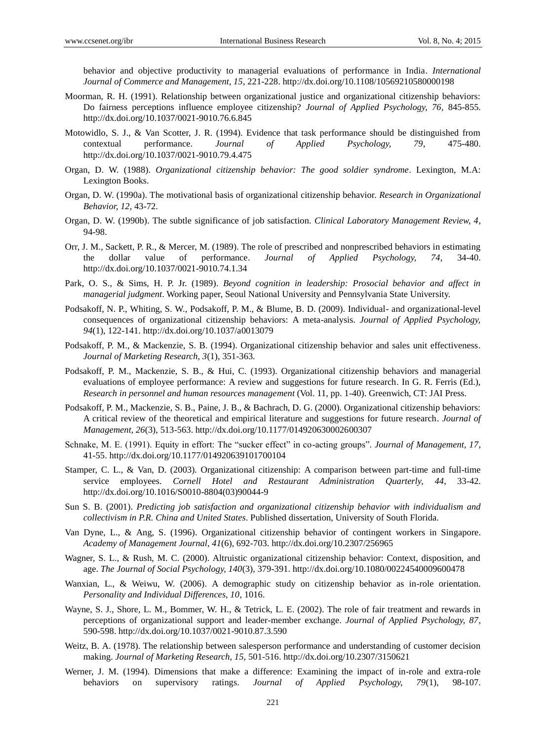behavior and objective productivity to managerial evaluations of performance in India. *International Journal of Commerce and Management, 15*, 221-228. http://dx.doi.org/10.1108/10569210580000198

Moorman, R. H. (1991). Relationship between organizational justice and organizational citizenship behaviors: Do fairness perceptions influence employee citizenship? *Journal of Applied Psychology, 76*, 845-855. http://dx.doi.org/10.1037/0021-9010.76.6.845

Motowidlo, S. J., & Van Scotter, J. R. (1994). Evidence that task performance should be distinguished from contextual performance. *Journal of Applied Psychology, 79*, 475-480. http://dx.doi.org/10.1037/0021-9010.79.4.475

Organ, D. W. (1988). *Organizational citizenship behavior: The good soldier syndrome*. Lexington, M.A: Lexington Books.

Organ, D. W. (1990a). The motivational basis of organizational citizenship behavior. *Research in Organizational Behavior, 12*, 43-72.

Organ, D. W. (1990b). The subtle significance of job satisfaction. *Clinical Laboratory Management Review, 4*, 94-98.

Orr, J. M., Sackett, P. R., & Mercer, M. (1989). The role of prescribed and nonprescribed behaviors in estimating the dollar value of performance. *Journal of Applied Psychology, 74*, 34-40. http://dx.doi.org/10.1037/0021-9010.74.1.34

Park, O. S., & Sims, H. P. Jr. (1989). *Beyond cognition in leadership: Prosocial behavior and affect in managerial judgment*. Working paper, Seoul National University and Pennsylvania State University.

Podsakoff, N. P., Whiting, S. W., Podsakoff, P. M., & Blume, B. D. (2009). Individual- and organizational-level consequences of organizational citizenship behaviors: A meta-analysis. *Journal of Applied Psychology, 94*(1), 122-141. http://dx.doi.org/10.1037/a0013079

Podsakoff, P. M., & Mackenzie, S. B. (1994). Organizational citizenship behavior and sales unit effectiveness. *Journal of Marketing Research, 3*(1), 351-363.

Podsakoff, P. M., Mackenzie, S. B., & Hui, C. (1993). Organizational citizenship behaviors and managerial evaluations of employee performance: A review and suggestions for future research. In G. R. Ferris (Ed.), *Research in personnel and human resources management* (Vol. 11, pp. 1-40). Greenwich, CT: JAI Press.

Podsakoff, P. M., Mackenzie, S. B., Paine, J. B., & Bachrach, D. G. (2000). Organizational citizenship behaviors: A critical review of the theoretical and empirical literature and suggestions for future research. *Journal of Management, 26*(3), 513-563. http://dx.doi.org/10.1177/014920630002600307

Schnake, M. E. (1991). Equity in effort: The "sucker effect" in co-acting groups". *Journal of Management, 17*, 41-55. http://dx.doi.org/10.1177/014920639101700104

Stamper, C. L., & Van, D. (2003). Organizational citizenship: A comparison between part-time and full-time service employees. *Cornell Hotel and Restaurant Administration Quarterly, 44*, 33-42. http://dx.doi.org/10.1016/S0010-8804(03)90044-9

Sun S. B. (2001). *Predicting job satisfaction and organizational citizenship behavior with individualism and collectivism in P.R. China and United States*. Published dissertation, University of South Florida.

Van Dyne, L., & Ang, S. (1996). Organizational citizenship behavior of contingent workers in Singapore. *Academy of Management Journal, 41*(6), 692-703. http://dx.doi.org/10.2307/256965

Wagner, S. L., & Rush, M. C. (2000). Altruistic organizational citizenship behavior: Context, disposition, and age. *The Journal of Social Psychology, 140*(3), 379-391. http://dx.doi.org/10.1080/00224540009600478

Wanxian, L., & Weiwu, W. (2006). A demographic study on citizenship behavior as in-role orientation. *Personality and Individual Differences, 10*, 1016.

Wayne, S. J., Shore, L. M., Bommer, W. H., & Tetrick, L. E. (2002). The role of fair treatment and rewards in perceptions of organizational support and leader-member exchange. *Journal of Applied Psychology, 87*, 590-598. http://dx.doi.org/10.1037/0021-9010.87.3.590

Weitz, B. A. (1978). The relationship between salesperson performance and understanding of customer decision making. *Journal of Marketing Research, 15*, 501-516. http://dx.doi.org/10.2307/3150621

Werner, J. M. (1994). Dimensions that make a difference: Examining the impact of in-role and extra-role behaviors on supervisory ratings. *Journal of Applied Psychology, 79*(1), 98-107.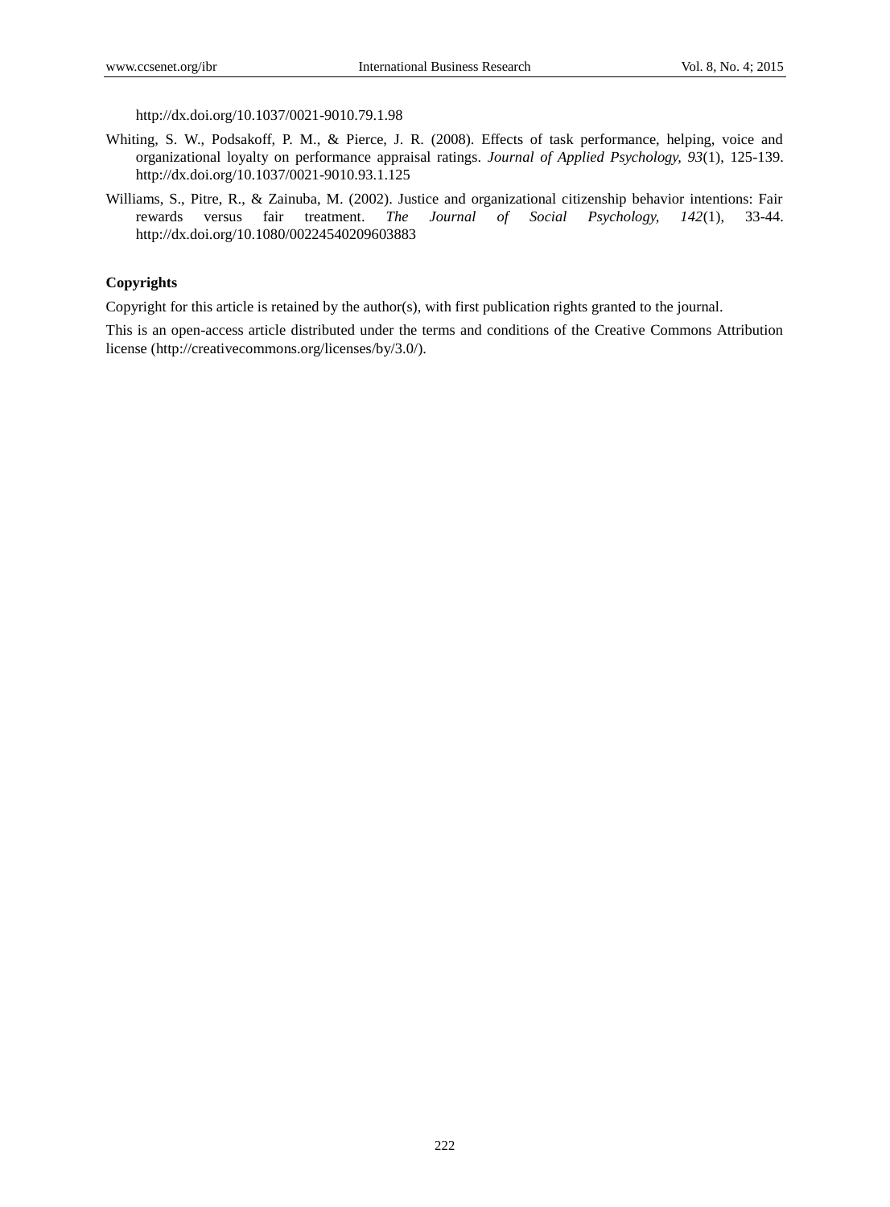http://dx.doi.org/10.1037/0021-9010.79.1.98

Whiting, S. W., Podsakoff, P. M., & Pierce, J. R. (2008). Effects of task performance, helping, voice and organizational loyalty on performance appraisal ratings. *Journal of Applied Psychology, 93*(1), 125-139. http://dx.doi.org/10.1037/0021-9010.93.1.125

Williams, S., Pitre, R., & Zainuba, M. (2002). Justice and organizational citizenship behavior intentions: Fair rewards versus fair treatment. *The Journal of Social Psychology, 142*(1), 33-44. http://dx.doi.org/10.1080/00224540209603883

**Copyrights**

Copyright for this article is retained by the author(s), with first publication rights granted to the journal.

This is an open-access article distributed under the terms and conditions of the Creative Commons Attribution license (http://creativecommons.org/licenses/by/3.0/).